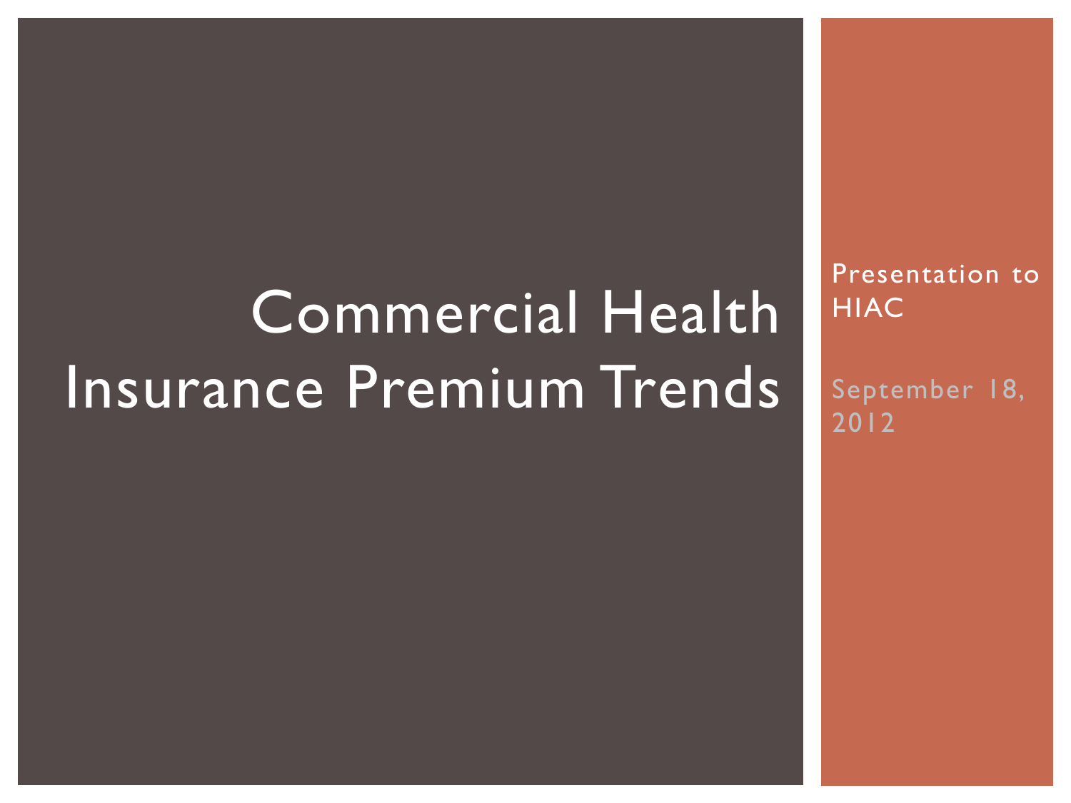# Commercial Health Insurance Premium Trends

Presentation to HIAC

September 18, 2012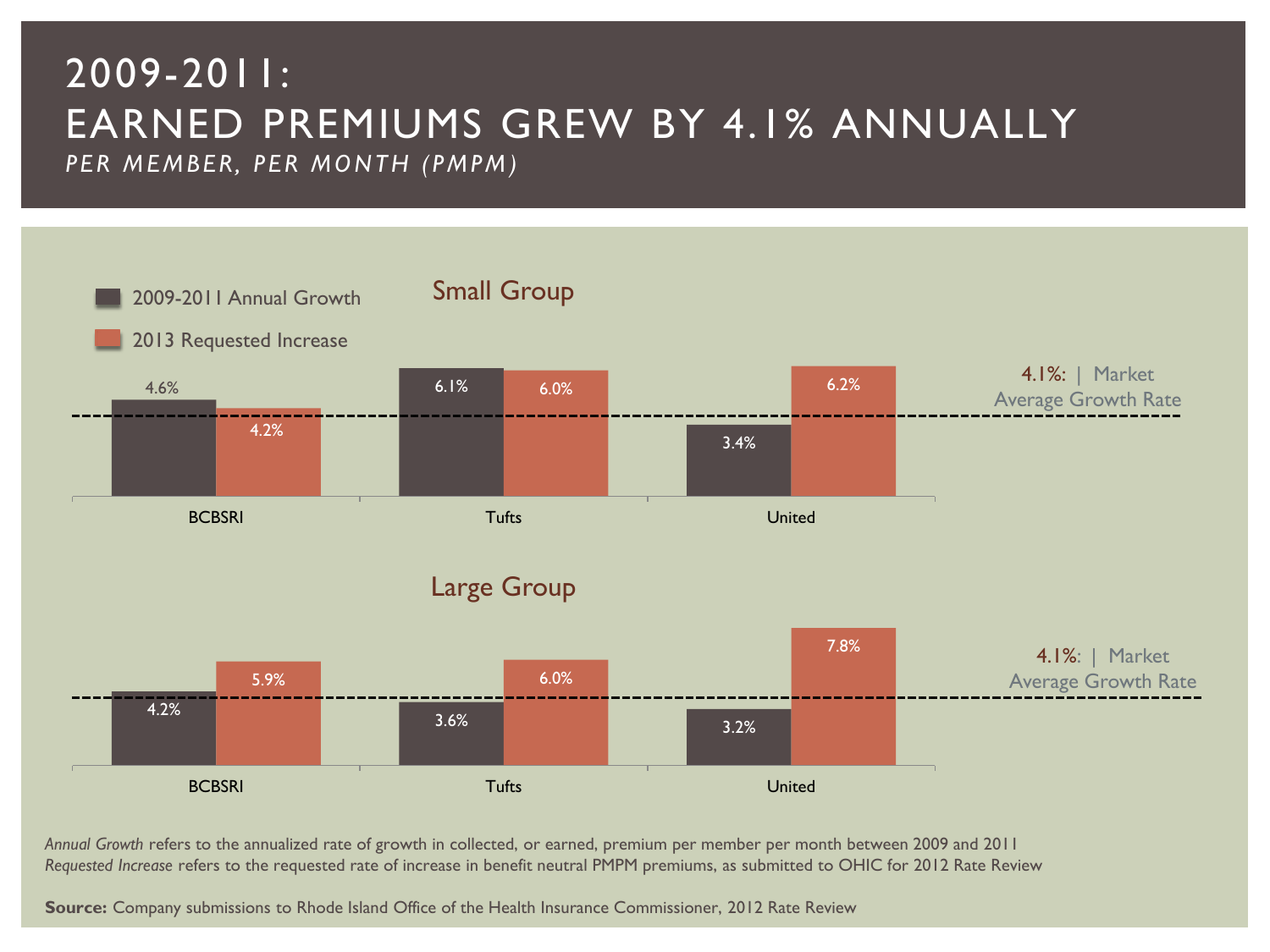# 2009-2011: EARNED PREMIUMS GREW BY 4.1% ANNUALLY

*PER MEMBER, PER MONTH (PMPM)*

## Small Group

| | 2009-2011 Annual Growth | 2013 Requested Increase |
|---|---|---|
| BCBSRI | 4.6% | 4.2% |
| Tufts | 6.1% | 6.0% |
| United | 3.4% | 6.2% |

4.1%: | Market Average Growth Rate

## Large Group

| | 2009-2011 Annual Growth | 2013 Requested Increase |
|---|---|---|
| BCBSRI | 4.2% | 5.9% |
| Tufts | 3.6% | 6.0% |
| United | 3.2% | 7.8% |

4.1%: | Market Average Growth Rate

*Annual Growth* refers to the annualized rate of growth in collected, or earned, premium per member per month between 2009 and 2011
*Requested Increase* refers to the requested rate of increase in benefit neutral PMPM premiums, as submitted to OHIC for 2012 Rate Review

**Source:** Company submissions to Rhode Island Office of the Health Insurance Commissioner, 2012 Rate Review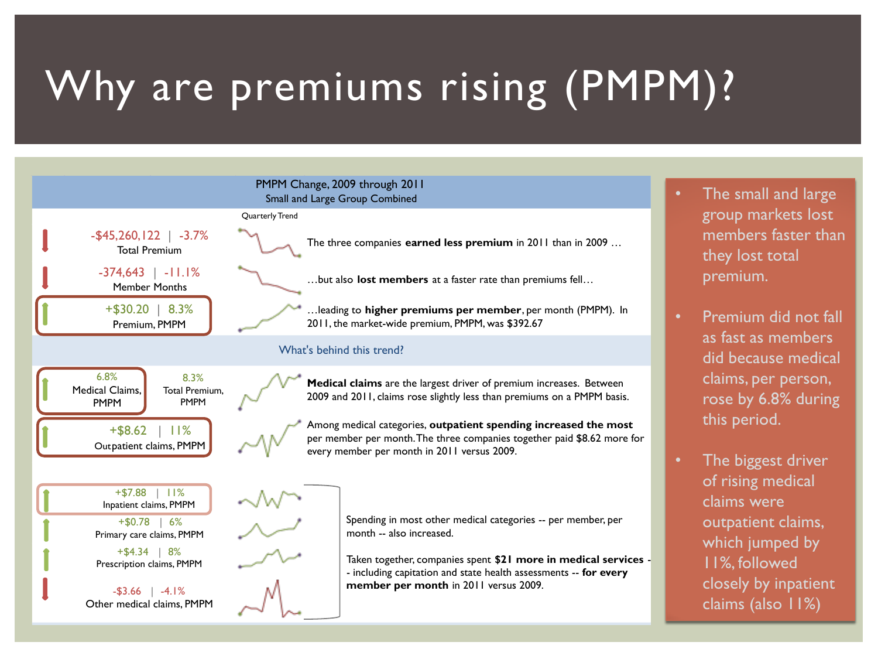# Why are premiums rising (PMPM)?

**PMPM Change, 2009 through 2011**
Small and Large Group Combined

| Metric | Change | Quarterly Trend | Description |
|---|---|---|---|
| Total Premium | -$45,260,122 \| -3.7% | | The three companies **earned less premium** in 2011 than in 2009 … |
| Member Months | -374,643 \| -11.1% | | …but also **lost members** at a faster rate than premiums fell… |
| Premium, PMPM | +$30.20 \| 8.3% | | …leading to **higher premiums per member**, per month (PMPM). In 2011, the market-wide premium, PMPM, was $392.67 |

**What's behind this trend?**

| Metric | Change | Quarterly Trend | Description |
|---|---|---|---|
| Medical Claims, PMPM | 6.8% (Total Premium, PMPM: 8.3%) | | **Medical claims** are the largest driver of premium increases. Between 2009 and 2011, claims rose slightly less than premiums on a PMPM basis. |
| Outpatient claims, PMPM | +$8.62 \| 11% | | Among medical categories, **outpatient spending increased the most** per member per month. The three companies together paid $8.62 more for every member per month in 2011 versus 2009. |
| Inpatient claims, PMPM | +$7.88 \| 11% | | |
| Primary care claims, PMPM | +$0.78 \| 6% | | |
| Prescription claims, PMPM | +$4.34 \| 8% | | |
| Other medical claims, PMPM | -$3.66 \| -4.1% | | |

Spending in most other medical categories -- per member, per month -- also increased.

Taken together, companies spent **$21 more in medical services** -- including capitation and state health assessments -- **for every member per month** in 2011 versus 2009.

- The small and large group markets lost members faster than they lost total premium.
- Premium did not fall as fast as members did because medical claims, per person, rose by 6.8% during this period.
- The biggest driver of rising medical claims were outpatient claims, which jumped by 11%, followed closely by inpatient claims (also 11%)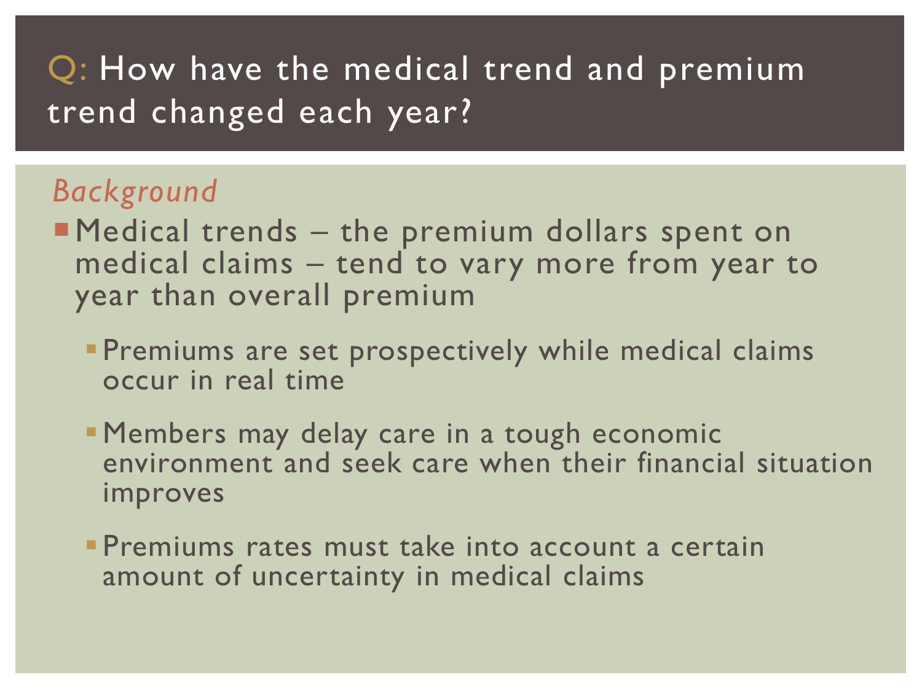# Q: How have the medical trend and premium trend changed each year?

*Background*

- Medical trends – the premium dollars spent on medical claims – tend to vary more from year to year than overall premium
  - Premiums are set prospectively while medical claims occur in real time
  - Members may delay care in a tough economic environment and seek care when their financial situation improves
  - Premiums rates must take into account a certain amount of uncertainty in medical claims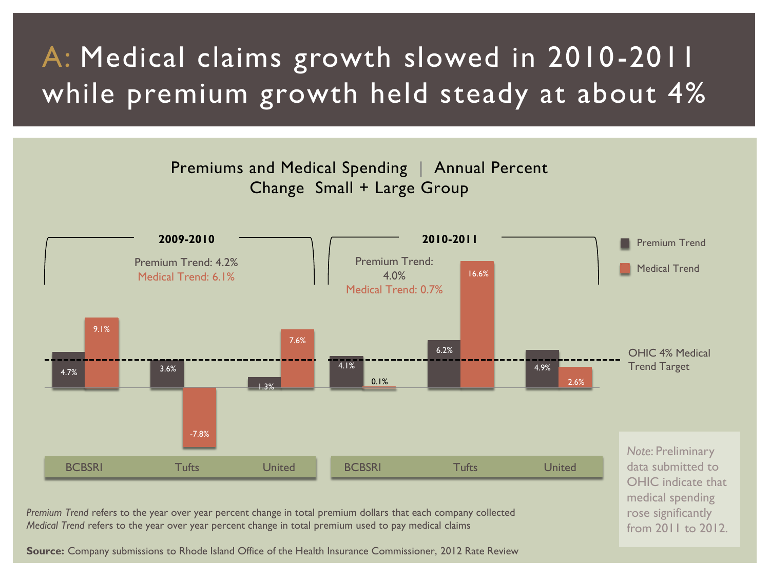# A: Medical claims growth slowed in 2010-2011 while premium growth held steady at about 4%

## Premiums and Medical Spending | Annual Percent Change Small + Large Group

**2009-2010**

Premium Trend: 4.2%
Medical Trend: 6.1%

**2010-2011**

Premium Trend: 4.0%
Medical Trend: 0.7%

| Period | Company | Premium Trend | Medical Trend |
|---|---|---|---|
| 2009-2010 | BCBSRI | 4.7% | 9.1% |
| 2009-2010 | Tufts | 3.6% | -7.8% |
| 2009-2010 | United | 1.3% | 7.6% |
| 2010-2011 | BCBSRI | 4.1% | 0.1% |
| 2010-2011 | Tufts | 6.2% | 16.6% |
| 2010-2011 | United | 4.9% | 2.6% |

OHIC 4% Medical Trend Target

*Note:* Preliminary data submitted to OHIC indicate that medical spending rose significantly from 2011 to 2012.

*Premium Trend* refers to the year over year percent change in total premium dollars that each company collected
*Medical Trend* refers to the year over year percent change in total premium used to pay medical claims

**Source:** Company submissions to Rhode Island Office of the Health Insurance Commissioner, 2012 Rate Review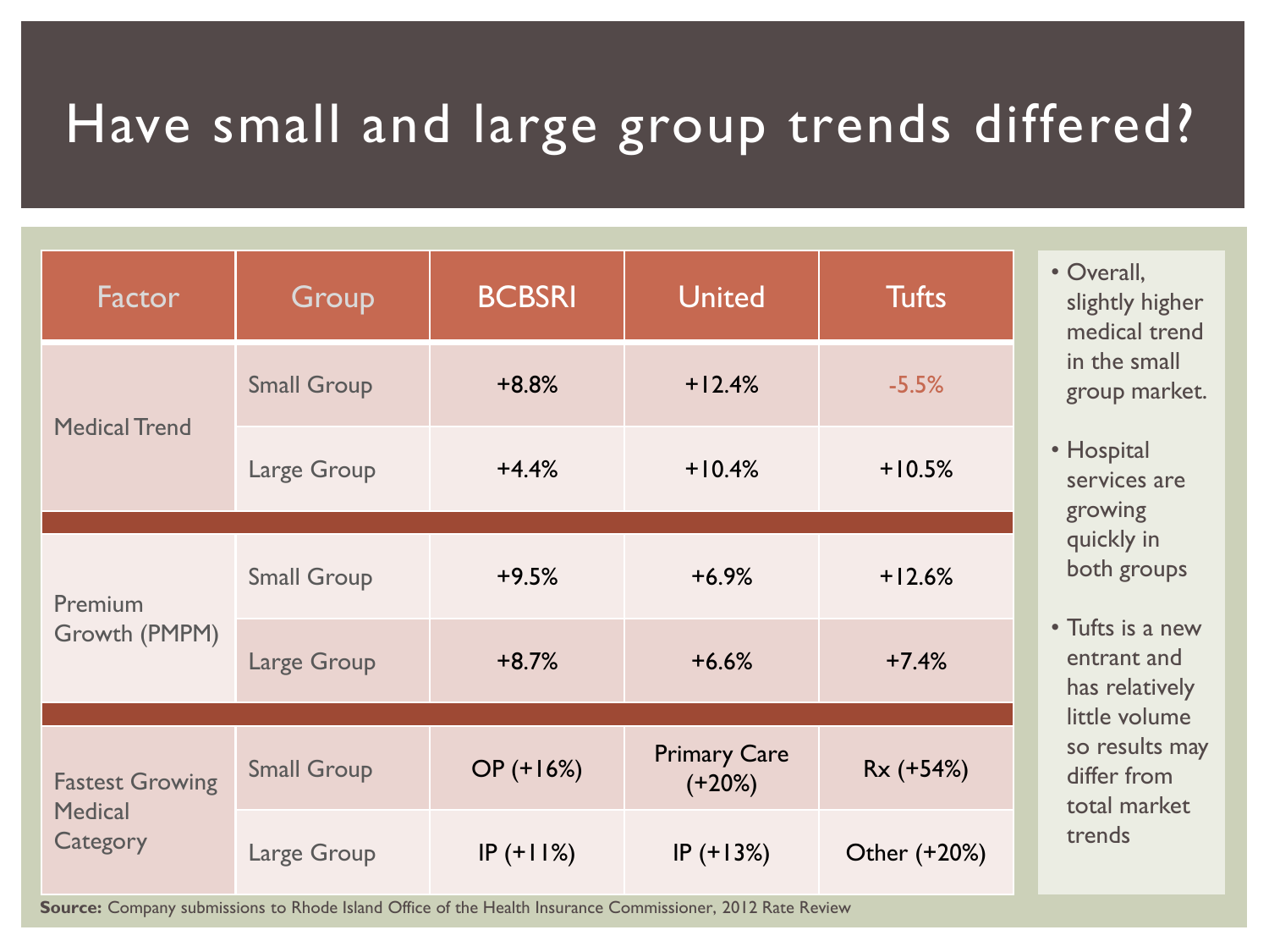# Have small and large group trends differed?

| Factor | Group | BCBSRI | United | Tufts |
|---|---|---|---|---|
| Medical Trend | Small Group | +8.8% | +12.4% | -5.5% |
| | Large Group | +4.4% | +10.4% | +10.5% |
| Premium Growth (PMPM) | Small Group | +9.5% | +6.9% | +12.6% |
| | Large Group | +8.7% | +6.6% | +7.4% |
| Fastest Growing Medical Category | Small Group | OP (+16%) | Primary Care (+20%) | Rx (+54%) |
| | Large Group | IP (+11%) | IP (+13%) | Other (+20%) |

**Source:** Company submissions to Rhode Island Office of the Health Insurance Commissioner, 2012 Rate Review

- Overall, slightly higher medical trend in the small group market.
- Hospital services are growing quickly in both groups
- Tufts is a new entrant and has relatively little volume so results may differ from total market trends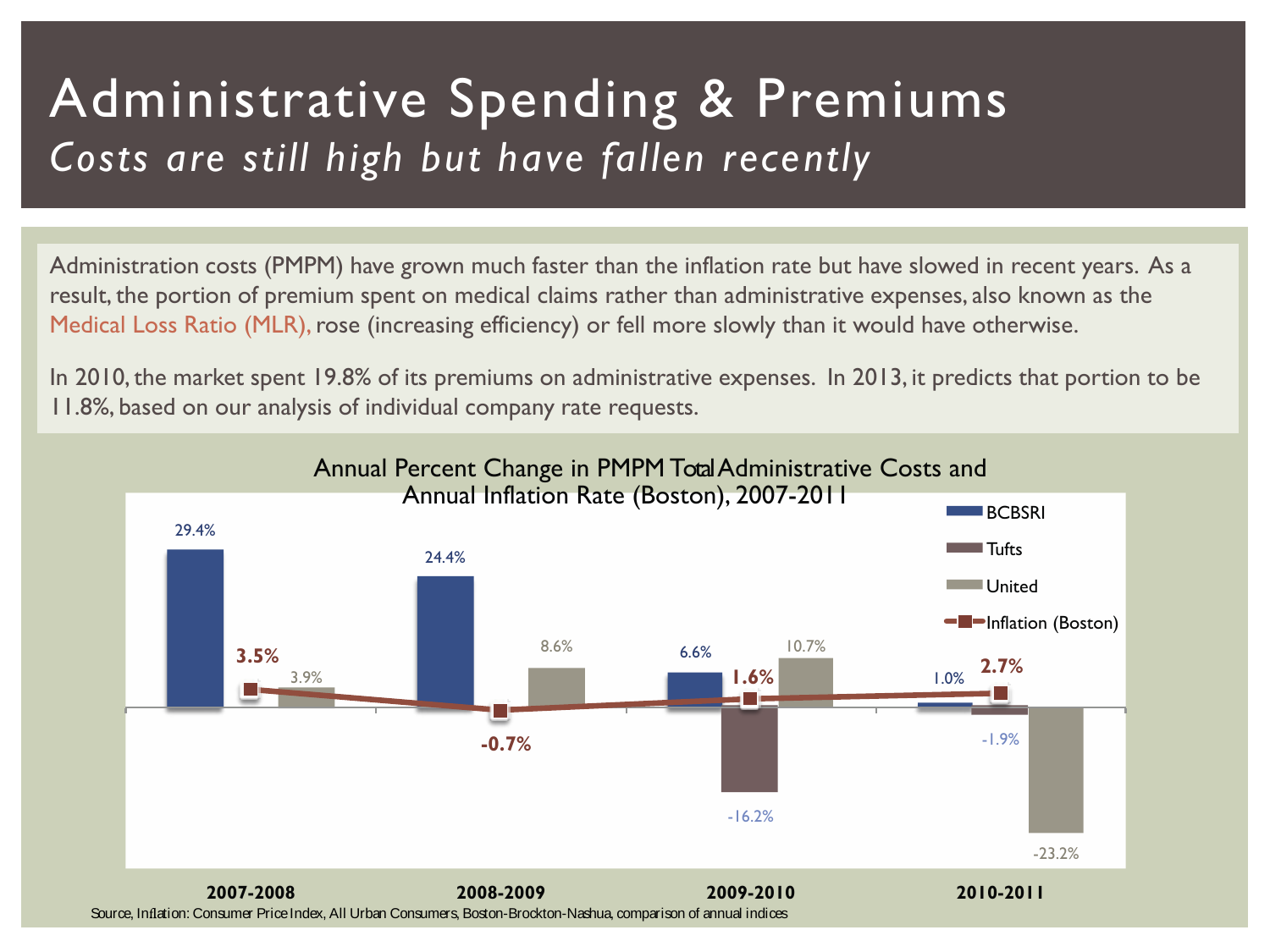# Administrative Spending & Premiums

*Costs are still high but have fallen recently*

Administration costs (PMPM) have grown much faster than the inflation rate but have slowed in recent years. As a result, the portion of premium spent on medical claims rather than administrative expenses, also known as the Medical Loss Ratio (MLR), rose (increasing efficiency) or fell more slowly than it would have otherwise.

In 2010, the market spent 19.8% of its premiums on administrative expenses. In 2013, it predicts that portion to be 11.8%, based on our analysis of individual company rate requests.

**Annual Percent Change in PMPM Total Administrative Costs and Annual Inflation Rate (Boston), 2007-2011**

| | BCBSRI | Tufts | United | Inflation (Boston) |
|---|---|---|---|---|
| 2007-2008 | 29.4% | | 3.9% | 3.5% |
| 2008-2009 | 24.4% | | 8.6% | -0.7% |
| 2009-2010 | 6.6% | -16.2% | 10.7% | 1.6% |
| 2010-2011 | 1.0% | -1.9% | -23.2% | 2.7% |

Source, Inflation: Consumer Price Index, All Urban Consumers, Boston-Brockton-Nashua, comparison of annual indices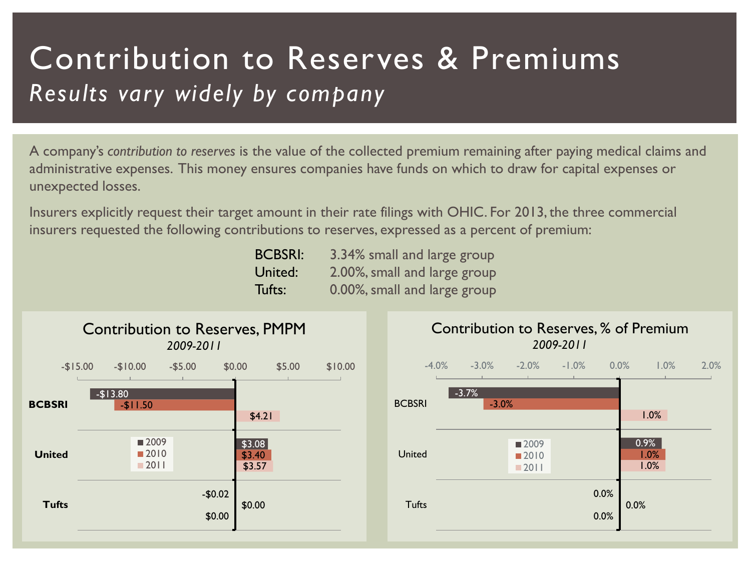# Contribution to Reserves & Premiums

## *Results vary widely by company*

A company's *contribution to reserves* is the value of the collected premium remaining after paying medical claims and administrative expenses. This money ensures companies have funds on which to draw for capital expenses or unexpected losses.

Insurers explicitly request their target amount in their rate filings with OHIC. For 2013, the three commercial insurers requested the following contributions to reserves, expressed as a percent of premium:

| | |
|---|---|
| BCBSRI: | 3.34% small and large group |
| United: | 2.00%, small and large group |
| Tufts: | 0.00%, small and large group |

### Contribution to Reserves, PMPM

*2009-2011*

| | 2009 | 2010 | 2011 |
|---|---|---|---|
| BCBSRI | -$13.80 | -$11.50 | $4.21 |
| United | $3.08 | $3.40 | $3.57 |
| Tufts | -$0.02 | $0.00 | $0.00 |

### Contribution to Reserves, % of Premium

*2009-2011*

| | 2009 | 2010 | 2011 |
|---|---|---|---|
| BCBSRI | -3.7% | -3.0% | 1.0% |
| United | 0.9% | 1.0% | 1.0% |
| Tufts | 0.0% | 0.0% | 0.0% |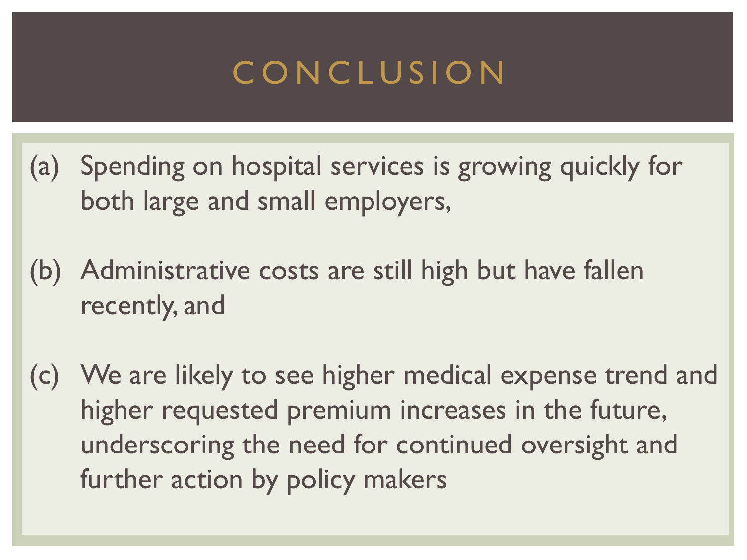# CONCLUSION

(a) Spending on hospital services is growing quickly for both large and small employers,

(b) Administrative costs are still high but have fallen recently, and

(c) We are likely to see higher medical expense trend and higher requested premium increases in the future, underscoring the need for continued oversight and further action by policy makers